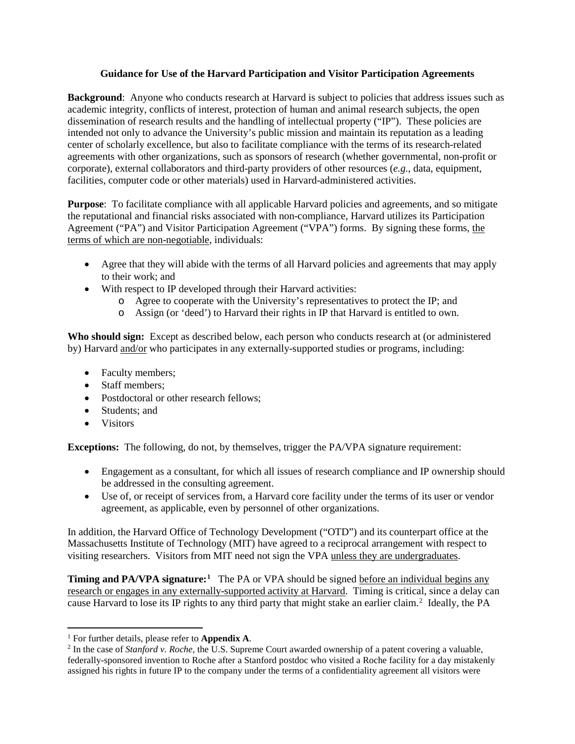**Guidance for Use of the Harvard Participation and Visitor Participation Agreements**

**Background**: Anyone who conducts research at Harvard is subject to policies that address issues such as academic integrity, conflicts of interest, protection of human and animal research subjects, the open dissemination of research results and the handling of intellectual property ("IP"). These policies are intended not only to advance the University's public mission and maintain its reputation as a leading center of scholarly excellence, but also to facilitate compliance with the terms of its research-related agreements with other organizations, such as sponsors of research (whether governmental, non-profit or corporate), external collaborators and third-party providers of other resources (*e.g.*, data, equipment, facilities, computer code or other materials) used in Harvard-administered activities.

**Purpose**: To facilitate compliance with all applicable Harvard policies and agreements, and so mitigate the reputational and financial risks associated with non-compliance, Harvard utilizes its Participation Agreement ("PA") and Visitor Participation Agreement ("VPA") forms. By signing these forms, <u>the terms of which are non-negotiable</u>, individuals:

- Agree that they will abide with the terms of all Harvard policies and agreements that may apply to their work; and
- With respect to IP developed through their Harvard activities:
  - Agree to cooperate with the University's representatives to protect the IP; and
  - Assign (or 'deed') to Harvard their rights in IP that Harvard is entitled to own.

**Who should sign:** Except as described below, each person who conducts research at (or administered by) Harvard <u>and/or</u> who participates in any externally-supported studies or programs, including:

- Faculty members;
- Staff members;
- Postdoctoral or other research fellows;
- Students; and
- Visitors

**Exceptions:** The following, do not, by themselves, trigger the PA/VPA signature requirement:

- Engagement as a consultant, for which all issues of research compliance and IP ownership should be addressed in the consulting agreement.
- Use of, or receipt of services from, a Harvard core facility under the terms of its user or vendor agreement, as applicable, even by personnel of other organizations.

In addition, the Harvard Office of Technology Development ("OTD") and its counterpart office at the Massachusetts Institute of Technology (MIT) have agreed to a reciprocal arrangement with respect to visiting researchers. Visitors from MIT need not sign the VPA <u>unless they are undergraduates</u>.

**Timing and PA/VPA signature:**[1] The PA or VPA should be signed <u>before an individual begins any research or engages in any externally-supported activity at Harvard</u>. Timing is critical, since a delay can cause Harvard to lose its IP rights to any third party that might stake an earlier claim.[2] Ideally, the PA

---

[1] For further details, please refer to **Appendix A**.

[2] In the case of *Stanford v. Roche*, the U.S. Supreme Court awarded ownership of a patent covering a valuable, federally-sponsored invention to Roche after a Stanford postdoc who visited a Roche facility for a day mistakenly assigned his rights in future IP to the company under the terms of a confidentiality agreement all visitors were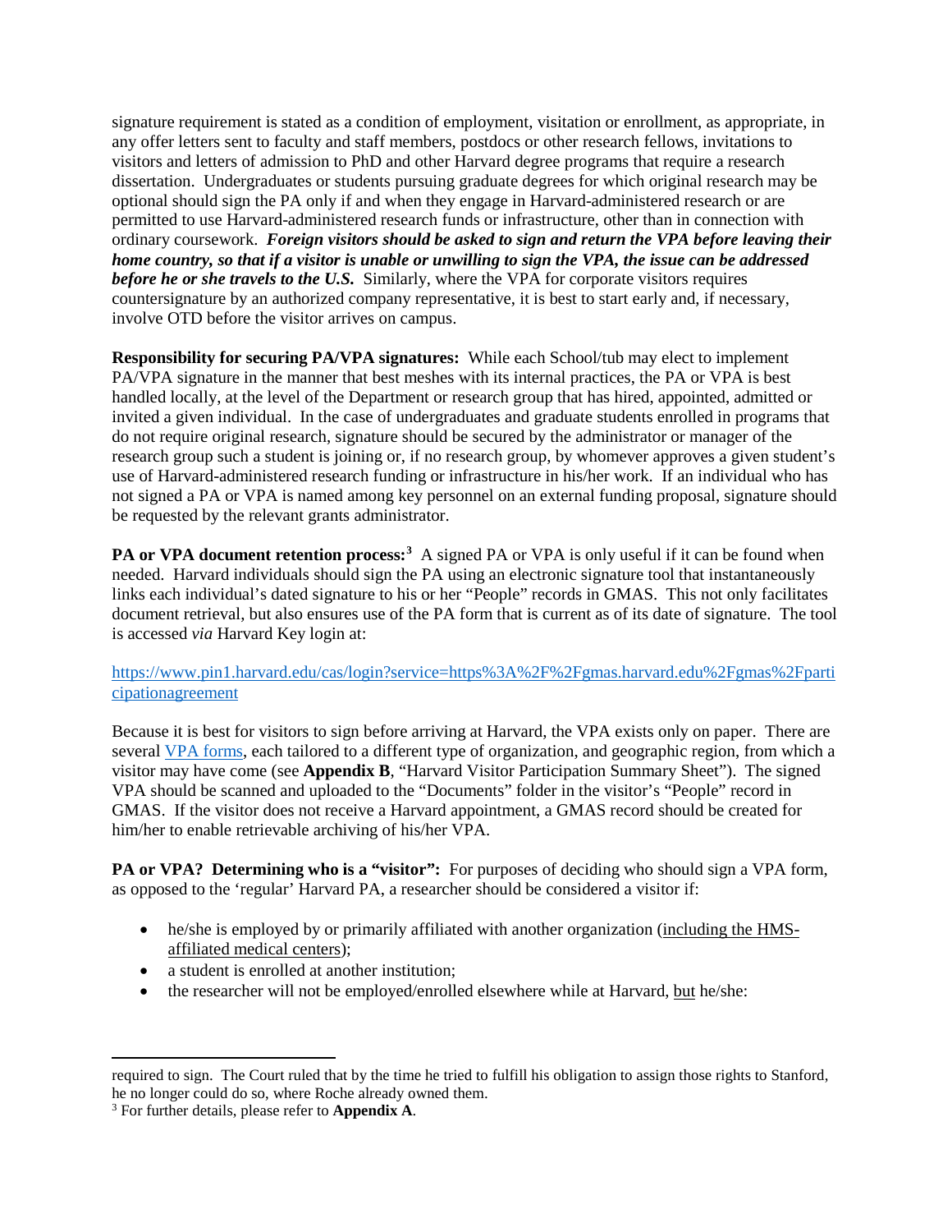signature requirement is stated as a condition of employment, visitation or enrollment, as appropriate, in any offer letters sent to faculty and staff members, postdocs or other research fellows, invitations to visitors and letters of admission to PhD and other Harvard degree programs that require a research dissertation. Undergraduates or students pursuing graduate degrees for which original research may be optional should sign the PA only if and when they engage in Harvard-administered research or are permitted to use Harvard-administered research funds or infrastructure, other than in connection with ordinary coursework. ***Foreign visitors should be asked to sign and return the VPA before leaving their home country, so that if a visitor is unable or unwilling to sign the VPA, the issue can be addressed before he or she travels to the U.S.*** Similarly, where the VPA for corporate visitors requires countersignature by an authorized company representative, it is best to start early and, if necessary, involve OTD before the visitor arrives on campus.

**Responsibility for securing PA/VPA signatures:** While each School/tub may elect to implement PA/VPA signature in the manner that best meshes with its internal practices, the PA or VPA is best handled locally, at the level of the Department or research group that has hired, appointed, admitted or invited a given individual. In the case of undergraduates and graduate students enrolled in programs that do not require original research, signature should be secured by the administrator or manager of the research group such a student is joining or, if no research group, by whomever approves a given student's use of Harvard-administered research funding or infrastructure in his/her work. If an individual who has not signed a PA or VPA is named among key personnel on an external funding proposal, signature should be requested by the relevant grants administrator.

**PA or VPA document retention process:**[3] A signed PA or VPA is only useful if it can be found when needed. Harvard individuals should sign the PA using an electronic signature tool that instantaneously links each individual's dated signature to his or her "People" records in GMAS. This not only facilitates document retrieval, but also ensures use of the PA form that is current as of its date of signature. The tool is accessed *via* Harvard Key login at:

https://www.pin1.harvard.edu/cas/login?service=https%3A%2F%2Fgmas.harvard.edu%2Fgmas%2Fparticipationagreement

Because it is best for visitors to sign before arriving at Harvard, the VPA exists only on paper. There are several VPA forms, each tailored to a different type of organization, and geographic region, from which a visitor may have come (see **Appendix B**, "Harvard Visitor Participation Summary Sheet"). The signed VPA should be scanned and uploaded to the "Documents" folder in the visitor's "People" record in GMAS. If the visitor does not receive a Harvard appointment, a GMAS record should be created for him/her to enable retrievable archiving of his/her VPA.

**PA or VPA? Determining who is a "visitor":** For purposes of deciding who should sign a VPA form, as opposed to the 'regular' Harvard PA, a researcher should be considered a visitor if:

- he/she is employed by or primarily affiliated with another organization (including the HMS-affiliated medical centers);
- a student is enrolled at another institution;
- the researcher will not be employed/enrolled elsewhere while at Harvard, but he/she:

required to sign. The Court ruled that by the time he tried to fulfill his obligation to assign those rights to Stanford, he no longer could do so, where Roche already owned them.

[3] For further details, please refer to **Appendix A**.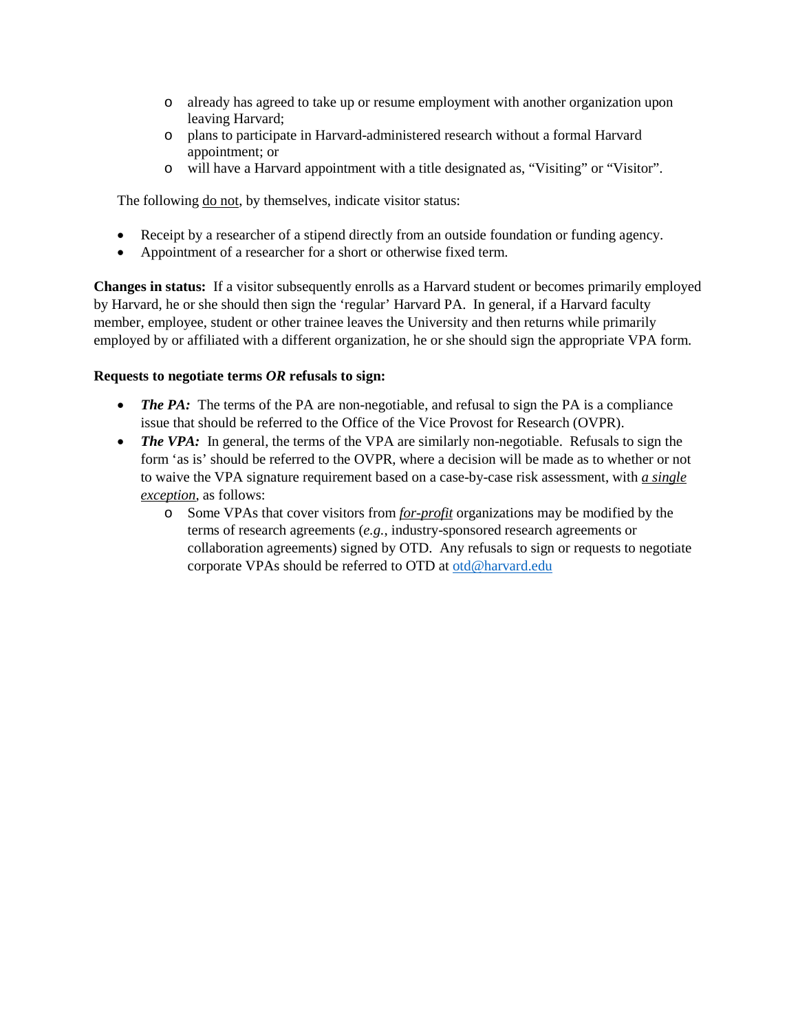- already has agreed to take up or resume employment with another organization upon leaving Harvard;
  - plans to participate in Harvard-administered research without a formal Harvard appointment; or
  - will have a Harvard appointment with a title designated as, "Visiting" or "Visitor".

The following do not, by themselves, indicate visitor status:

- Receipt by a researcher of a stipend directly from an outside foundation or funding agency.
- Appointment of a researcher for a short or otherwise fixed term.

**Changes in status:** If a visitor subsequently enrolls as a Harvard student or becomes primarily employed by Harvard, he or she should then sign the 'regular' Harvard PA. In general, if a Harvard faculty member, employee, student or other trainee leaves the University and then returns while primarily employed by or affiliated with a different organization, he or she should sign the appropriate VPA form.

**Requests to negotiate terms *OR* refusals to sign:**

- ***The PA:*** The terms of the PA are non-negotiable, and refusal to sign the PA is a compliance issue that should be referred to the Office of the Vice Provost for Research (OVPR).
- ***The VPA:*** In general, the terms of the VPA are similarly non-negotiable. Refusals to sign the form 'as is' should be referred to the OVPR, where a decision will be made as to whether or not to waive the VPA signature requirement based on a case-by-case risk assessment, with ***a single exception***, as follows:
  - Some VPAs that cover visitors from ***for-profit*** organizations may be modified by the terms of research agreements (*e.g.*, industry-sponsored research agreements or collaboration agreements) signed by OTD. Any refusals to sign or requests to negotiate corporate VPAs should be referred to OTD at otd@harvard.edu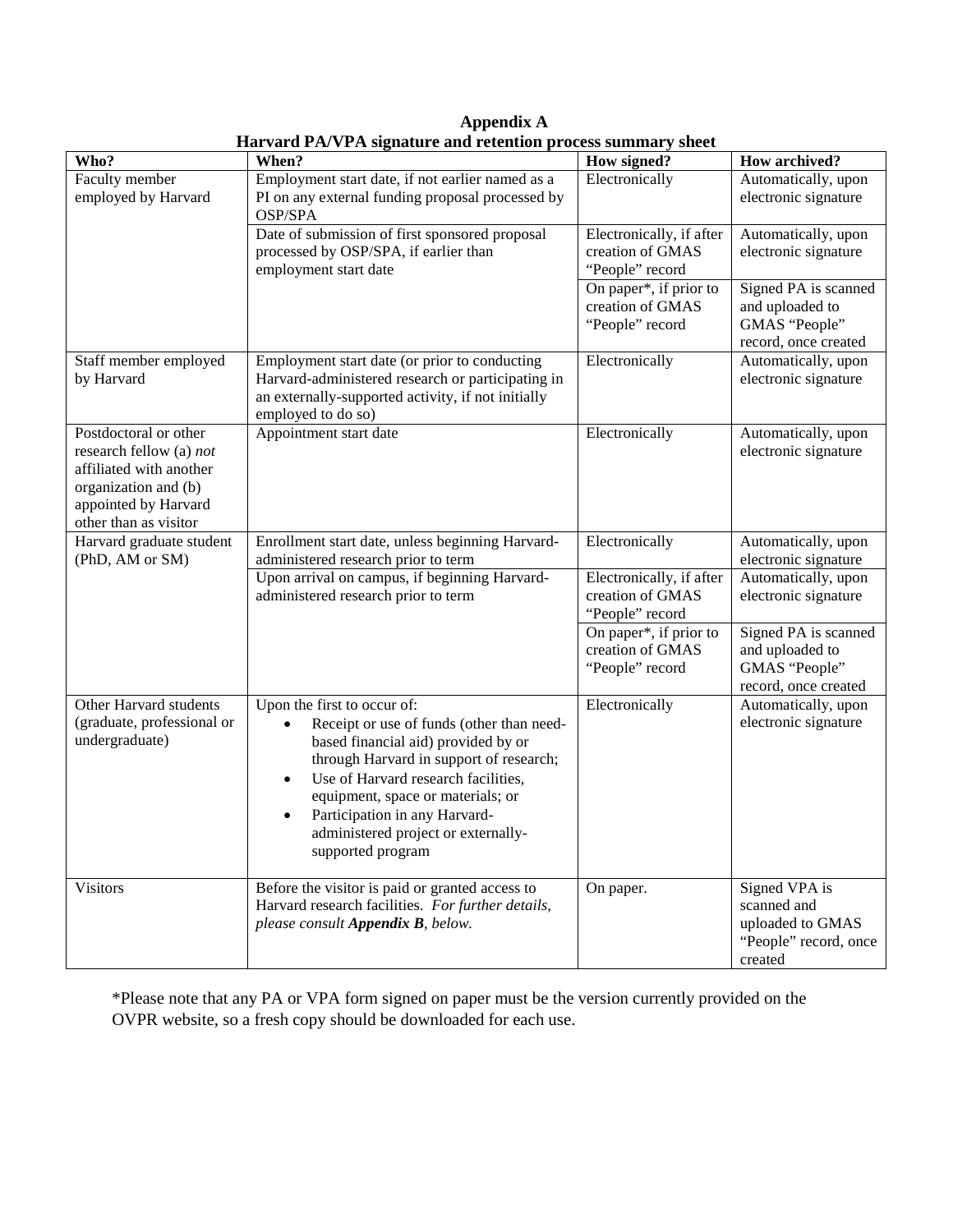**Appendix A**
**Harvard PA/VPA signature and retention process summary sheet**

| Who? | When? | How signed? | How archived? |
|---|---|---|---|
| Faculty member employed by Harvard | Employment start date, if not earlier named as a PI on any external funding proposal processed by OSP/SPA | Electronically | Automatically, upon electronic signature |
| | Date of submission of first sponsored proposal processed by OSP/SPA, if earlier than employment start date | Electronically, if after creation of GMAS "People" record | Automatically, upon electronic signature |
| | | On paper*, if prior to creation of GMAS "People" record | Signed PA is scanned and uploaded to GMAS "People" record, once created |
| Staff member employed by Harvard | Employment start date (or prior to conducting Harvard-administered research or participating in an externally-supported activity, if not initially employed to do so) | Electronically | Automatically, upon electronic signature |
| Postdoctoral or other research fellow (a) *not* affiliated with another organization and (b) appointed by Harvard other than as visitor | Appointment start date | Electronically | Automatically, upon electronic signature |
| Harvard graduate student (PhD, AM or SM) | Enrollment start date, unless beginning Harvard-administered research prior to term | Electronically | Automatically, upon electronic signature |
| | Upon arrival on campus, if beginning Harvard-administered research prior to term | Electronically, if after creation of GMAS "People" record | Automatically, upon electronic signature |
| | | On paper*, if prior to creation of GMAS "People" record | Signed PA is scanned and uploaded to GMAS "People" record, once created |
| Other Harvard students (graduate, professional or undergraduate) | Upon the first to occur of: <br>• Receipt or use of funds (other than need-based financial aid) provided by or through Harvard in support of research; <br>• Use of Harvard research facilities, equipment, space or materials; or <br>• Participation in any Harvard-administered project or externally-supported program | Electronically | Automatically, upon electronic signature |
| Visitors | Before the visitor is paid or granted access to Harvard research facilities. *For further details, please consult **Appendix B**, below.* | On paper. | Signed VPA is scanned and uploaded to GMAS "People" record, once created |

*Please note that any PA or VPA form signed on paper must be the version currently provided on the OVPR website, so a fresh copy should be downloaded for each use.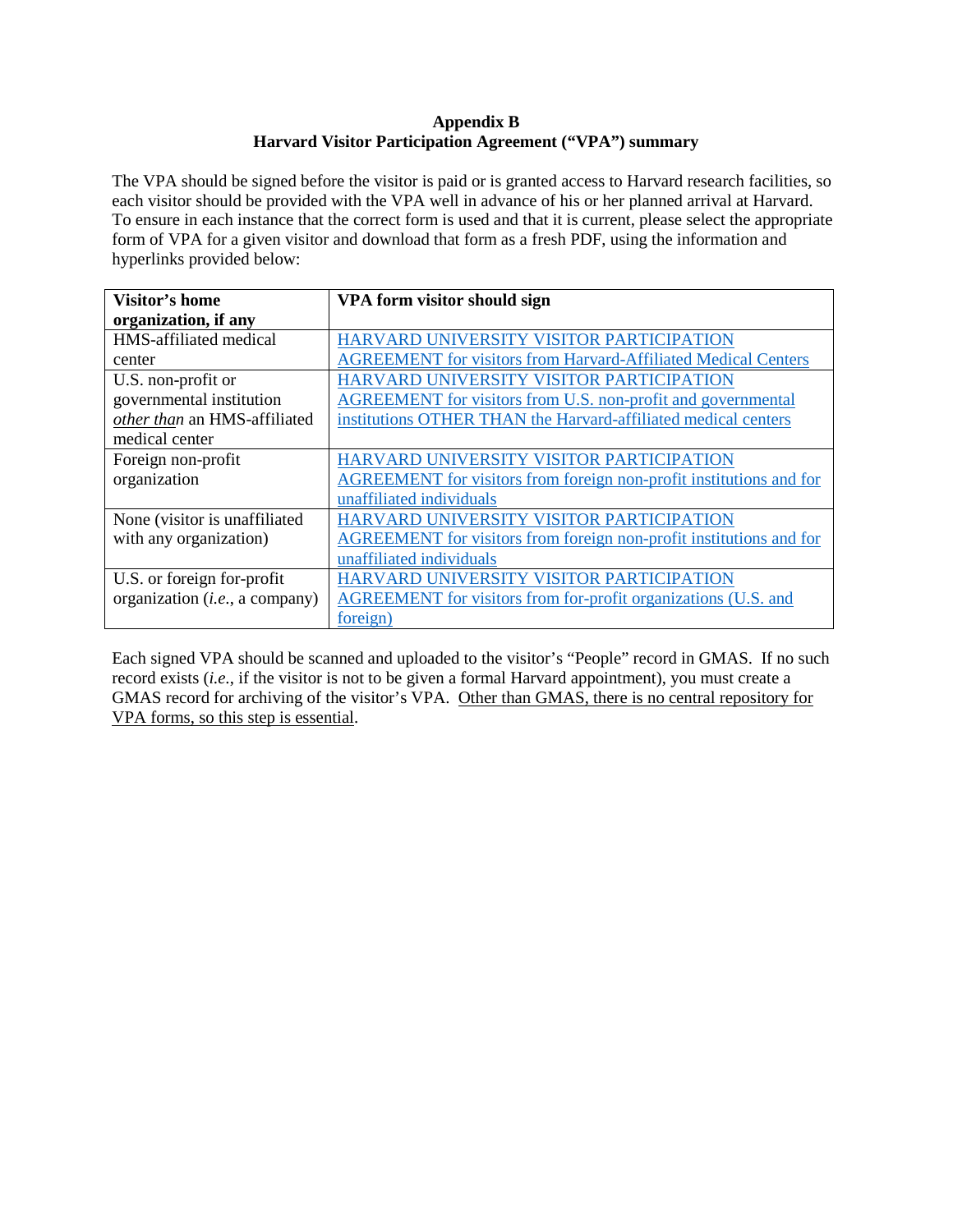## Appendix B
## Harvard Visitor Participation Agreement ("VPA") summary

The VPA should be signed before the visitor is paid or is granted access to Harvard research facilities, so each visitor should be provided with the VPA well in advance of his or her planned arrival at Harvard. To ensure in each instance that the correct form is used and that it is current, please select the appropriate form of VPA for a given visitor and download that form as a fresh PDF, using the information and hyperlinks provided below:

| **Visitor's home organization, if any** | **VPA form visitor should sign** |
|---|---|
| HMS-affiliated medical center | HARVARD UNIVERSITY VISITOR PARTICIPATION AGREEMENT for visitors from Harvard-Affiliated Medical Centers |
| U.S. non-profit or governmental institution *other than* an HMS-affiliated medical center | HARVARD UNIVERSITY VISITOR PARTICIPATION AGREEMENT for visitors from U.S. non-profit and governmental institutions OTHER THAN the Harvard-affiliated medical centers |
| Foreign non-profit organization | HARVARD UNIVERSITY VISITOR PARTICIPATION AGREEMENT for visitors from foreign non-profit institutions and for unaffiliated individuals |
| None (visitor is unaffiliated with any organization) | HARVARD UNIVERSITY VISITOR PARTICIPATION AGREEMENT for visitors from foreign non-profit institutions and for unaffiliated individuals |
| U.S. or foreign for-profit organization (*i.e.*, a company) | HARVARD UNIVERSITY VISITOR PARTICIPATION AGREEMENT for visitors from for-profit organizations (U.S. and foreign) |

Each signed VPA should be scanned and uploaded to the visitor's "People" record in GMAS. If no such record exists (*i.e.*, if the visitor is not to be given a formal Harvard appointment), you must create a GMAS record for archiving of the visitor's VPA. Other than GMAS, there is no central repository for VPA forms, so this step is essential.